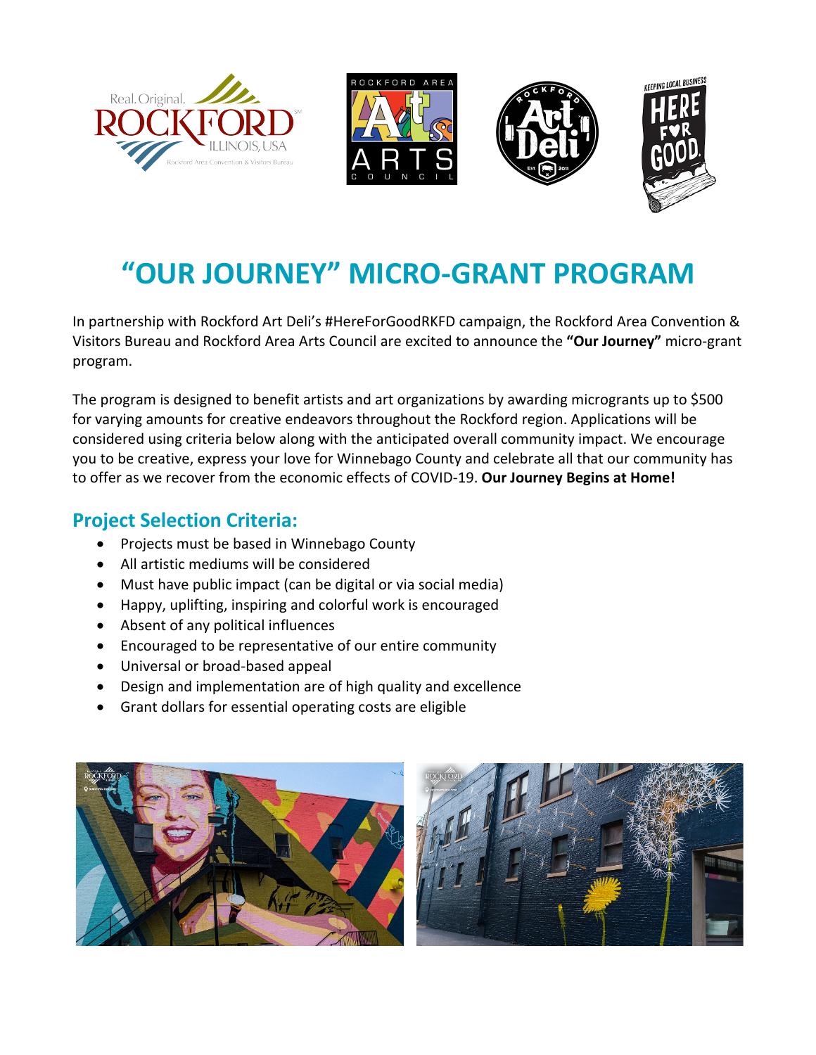# "OUR JOURNEY" MICRO-GRANT PROGRAM

In partnership with Rockford Art Deli's #HereForGoodRKFD campaign, the Rockford Area Convention & Visitors Bureau and Rockford Area Arts Council are excited to announce the **"Our Journey"** micro-grant program.

The program is designed to benefit artists and art organizations by awarding microgrants up to $500 for varying amounts for creative endeavors throughout the Rockford region. Applications will be considered using criteria below along with the anticipated overall community impact. We encourage you to be creative, express your love for Winnebago County and celebrate all that our community has to offer as we recover from the economic effects of COVID-19. **Our Journey Begins at Home!**

## Project Selection Criteria:

- Projects must be based in Winnebago County
- All artistic mediums will be considered
- Must have public impact (can be digital or via social media)
- Happy, uplifting, inspiring and colorful work is encouraged
- Absent of any political influences
- Encouraged to be representative of our entire community
- Universal or broad-based appeal
- Design and implementation are of high quality and excellence
- Grant dollars for essential operating costs are eligible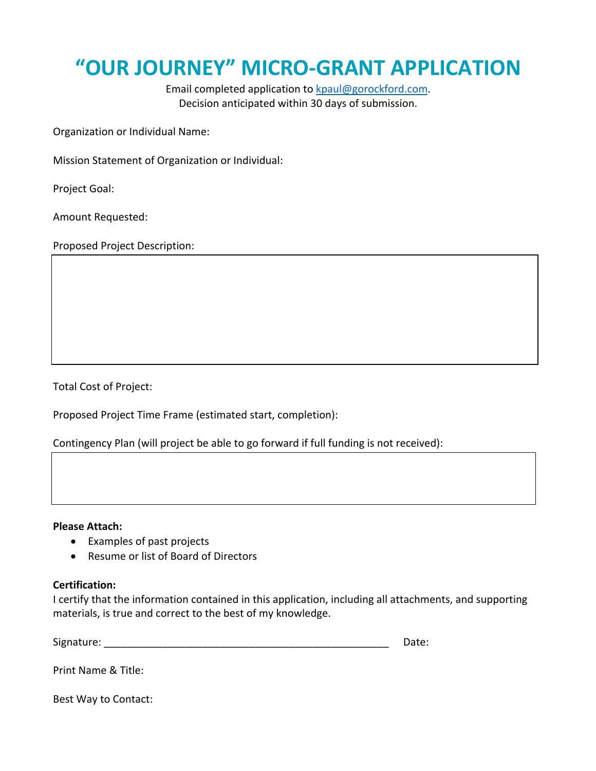# "OUR JOURNEY" MICRO-GRANT APPLICATION

Email completed application to kpaul@gorockford.com.
Decision anticipated within 30 days of submission.

Organization or Individual Name:

Mission Statement of Organization or Individual:

Project Goal:

Amount Requested:

Proposed Project Description:

Total Cost of Project:

Proposed Project Time Frame (estimated start, completion):

Contingency Plan (will project be able to go forward if full funding is not received):

**Please Attach:**

- Examples of past projects
- Resume or list of Board of Directors

**Certification:**
I certify that the information contained in this application, including all attachments, and supporting materials, is true and correct to the best of my knowledge.

Signature: _______________________________________________ Date:

Print Name & Title:

Best Way to Contact: